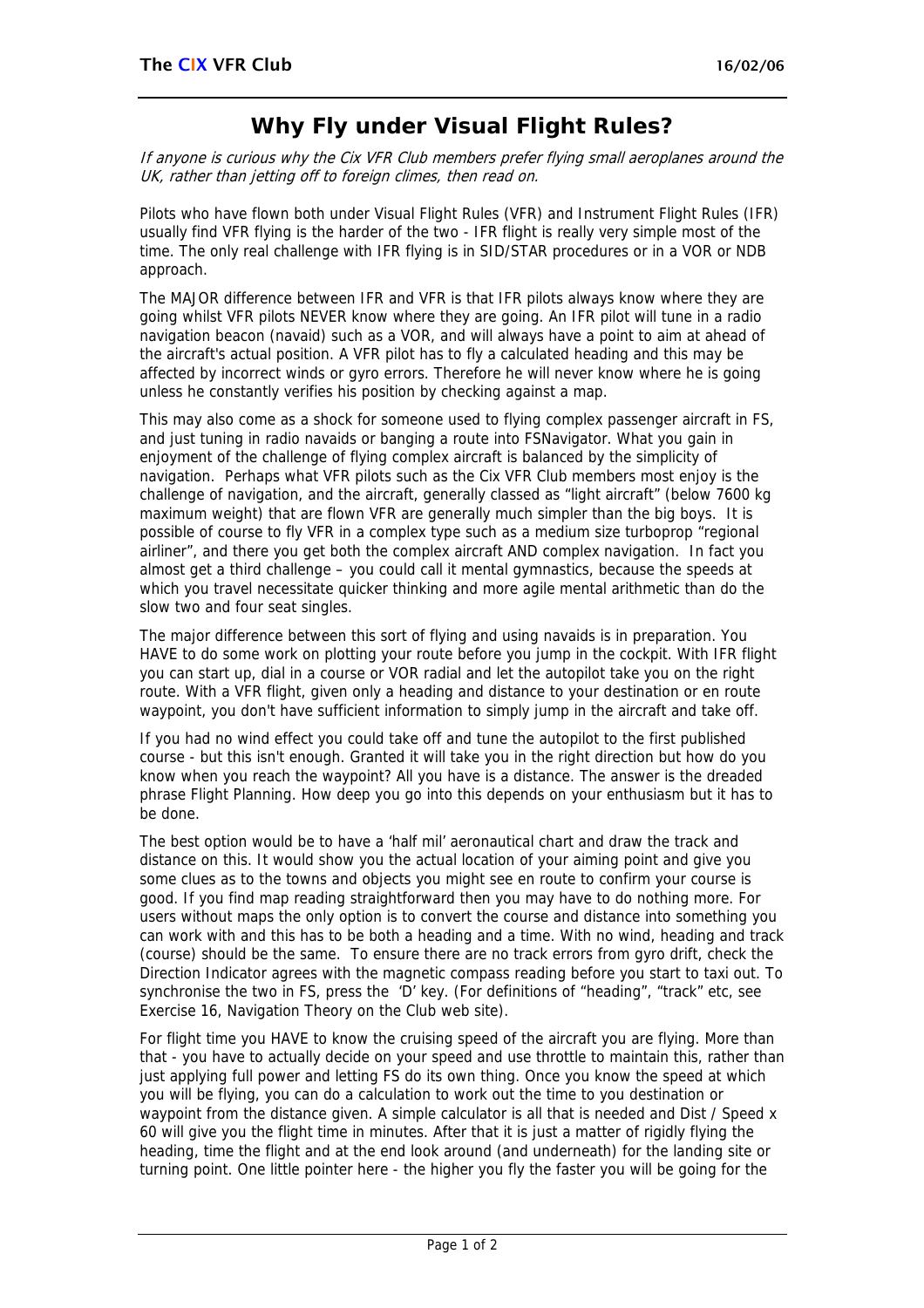# Why Fly under Visual Flight Rules?

*If anyone is curious why the Cix VFR Club members prefer flying small aeroplanes around the UK, rather than jetting off to foreign climes, then read on.*

Pilots who have flown both under Visual Flight Rules (VFR) and Instrument Flight Rules (IFR) usually find VFR flying is the harder of the two - IFR flight is really very simple most of the time. The only real challenge with IFR flying is in SID/STAR procedures or in a VOR or NDB approach.

The MAJOR difference between IFR and VFR is that IFR pilots always know where they are going whilst VFR pilots NEVER know where they are going. An IFR pilot will tune in a radio navigation beacon (navaid) such as a VOR, and will always have a point to aim at ahead of the aircraft's actual position. A VFR pilot has to fly a calculated heading and this may be affected by incorrect winds or gyro errors. Therefore he will never know where he is going unless he constantly verifies his position by checking against a map.

This may also come as a shock for someone used to flying complex passenger aircraft in FS, and just tuning in radio navaids or banging a route into FSNavigator. What you gain in enjoyment of the challenge of flying complex aircraft is balanced by the simplicity of navigation. Perhaps what VFR pilots such as the Cix VFR Club members most enjoy is the challenge of navigation, and the aircraft, generally classed as "light aircraft" (below 7600 kg maximum weight) that are flown VFR are generally much simpler than the big boys. It is possible of course to fly VFR in a complex type such as a medium size turboprop "regional airliner", and there you get both the complex aircraft AND complex navigation. In fact you almost get a third challenge – you could call it mental gymnastics, because the speeds at which you travel necessitate quicker thinking and more agile mental arithmetic than do the slow two and four seat singles.

The major difference between this sort of flying and using navaids is in preparation. You HAVE to do some work on plotting your route before you jump in the cockpit. With IFR flight you can start up, dial in a course or VOR radial and let the autopilot take you on the right route. With a VFR flight, given only a heading and distance to your destination or en route waypoint, you don't have sufficient information to simply jump in the aircraft and take off.

If you had no wind effect you could take off and tune the autopilot to the first published course - but this isn't enough. Granted it will take you in the right direction but how do you know when you reach the waypoint? All you have is a distance. The answer is the dreaded phrase Flight Planning. How deep you go into this depends on your enthusiasm but it has to be done.

The best option would be to have a 'half mil' aeronautical chart and draw the track and distance on this. It would show you the actual location of your aiming point and give you some clues as to the towns and objects you might see en route to confirm your course is good. If you find map reading straightforward then you may have to do nothing more. For users without maps the only option is to convert the course and distance into something you can work with and this has to be both a heading and a time. With no wind, heading and track (course) should be the same. To ensure there are no track errors from gyro drift, check the Direction Indicator agrees with the magnetic compass reading before you start to taxi out. To synchronise the two in FS, press the 'D' key. (For definitions of "heading", "track" etc, see Exercise 16, Navigation Theory on the Club web site).

For flight time you HAVE to know the cruising speed of the aircraft you are flying. More than that - you have to actually decide on your speed and use throttle to maintain this, rather than just applying full power and letting FS do its own thing. Once you know the speed at which you will be flying, you can do a calculation to work out the time to you destination or waypoint from the distance given. A simple calculator is all that is needed and Dist / Speed x 60 will give you the flight time in minutes. After that it is just a matter of rigidly flying the heading, time the flight and at the end look around (and underneath) for the landing site or turning point. One little pointer here - the higher you fly the faster you will be going for the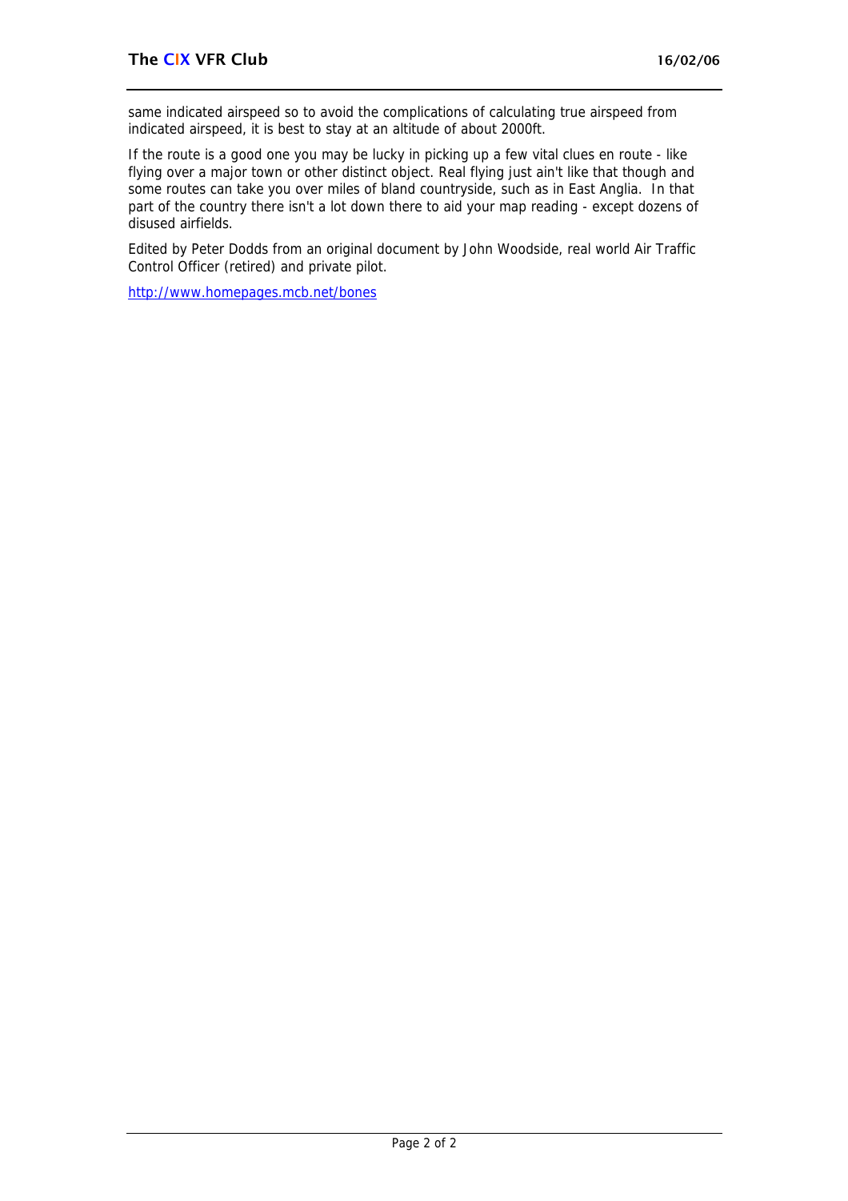same indicated airspeed so to avoid the complications of calculating true airspeed from indicated airspeed, it is best to stay at an altitude of about 2000ft.

If the route is a good one you may be lucky in picking up a few vital clues en route - like flying over a major town or other distinct object. Real flying just ain't like that though and some routes can take you over miles of bland countryside, such as in East Anglia. In that part of the country there isn't a lot down there to aid your map reading - except dozens of disused airfields.

Edited by Peter Dodds from an original document by John Woodside, real world Air Traffic Control Officer (retired) and private pilot.

http://www.homepages.mcb.net/bones